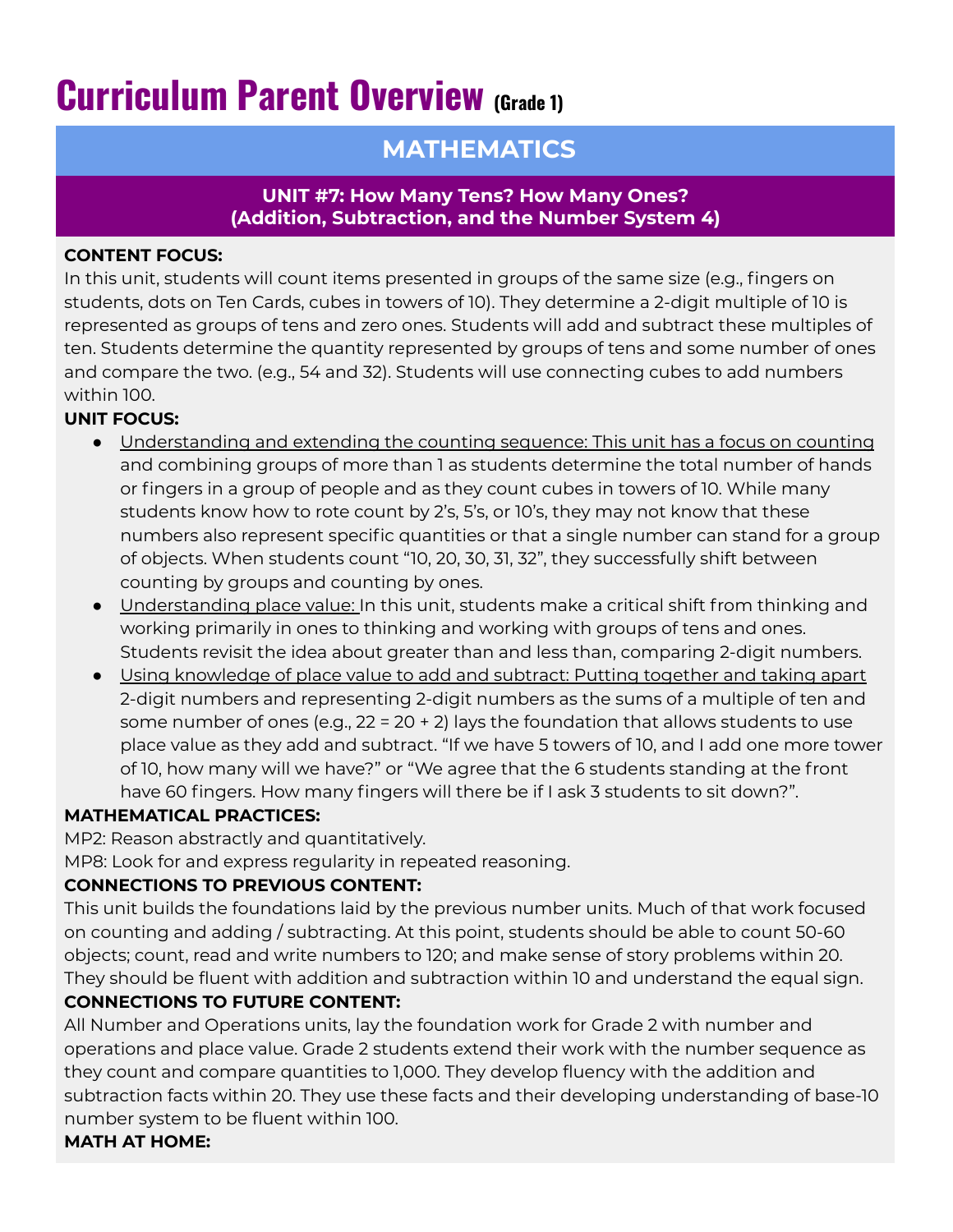# Curriculum Parent Overview (Grade 1)

## MATHEMATICS

### UNIT #7: How Many Tens? How Many Ones? (Addition, Subtraction, and the Number System 4)

**CONTENT FOCUS:**

In this unit, students will count items presented in groups of the same size (e.g., fingers on students, dots on Ten Cards, cubes in towers of 10). They determine a 2-digit multiple of 10 is represented as groups of tens and zero ones. Students will add and subtract these multiples of ten. Students determine the quantity represented by groups of tens and some number of ones and compare the two. (e.g., 54 and 32). Students will use connecting cubes to add numbers within 100.

**UNIT FOCUS:**

- Understanding and extending the counting sequence: This unit has a focus on counting and combining groups of more than 1 as students determine the total number of hands or fingers in a group of people and as they count cubes in towers of 10. While many students know how to rote count by 2's, 5's, or 10's, they may not know that these numbers also represent specific quantities or that a single number can stand for a group of objects. When students count "10, 20, 30, 31, 32", they successfully shift between counting by groups and counting by ones.
- Understanding place value: In this unit, students make a critical shift from thinking and working primarily in ones to thinking and working with groups of tens and ones. Students revisit the idea about greater than and less than, comparing 2-digit numbers.
- Using knowledge of place value to add and subtract: Putting together and taking apart 2-digit numbers and representing 2-digit numbers as the sums of a multiple of ten and some number of ones (e.g., 22 = 20 + 2) lays the foundation that allows students to use place value as they add and subtract. "If we have 5 towers of 10, and I add one more tower of 10, how many will we have?" or "We agree that the 6 students standing at the front have 60 fingers. How many fingers will there be if I ask 3 students to sit down?".

**MATHEMATICAL PRACTICES:**

MP2: Reason abstractly and quantitatively.

MP8: Look for and express regularity in repeated reasoning.

**CONNECTIONS TO PREVIOUS CONTENT:**

This unit builds the foundations laid by the previous number units. Much of that work focused on counting and adding / subtracting. At this point, students should be able to count 50-60 objects; count, read and write numbers to 120; and make sense of story problems within 20. They should be fluent with addition and subtraction within 10 and understand the equal sign.

**CONNECTIONS TO FUTURE CONTENT:**

All Number and Operations units, lay the foundation work for Grade 2 with number and operations and place value. Grade 2 students extend their work with the number sequence as they count and compare quantities to 1,000. They develop fluency with the addition and subtraction facts within 20. They use these facts and their developing understanding of base-10 number system to be fluent within 100.

**MATH AT HOME:**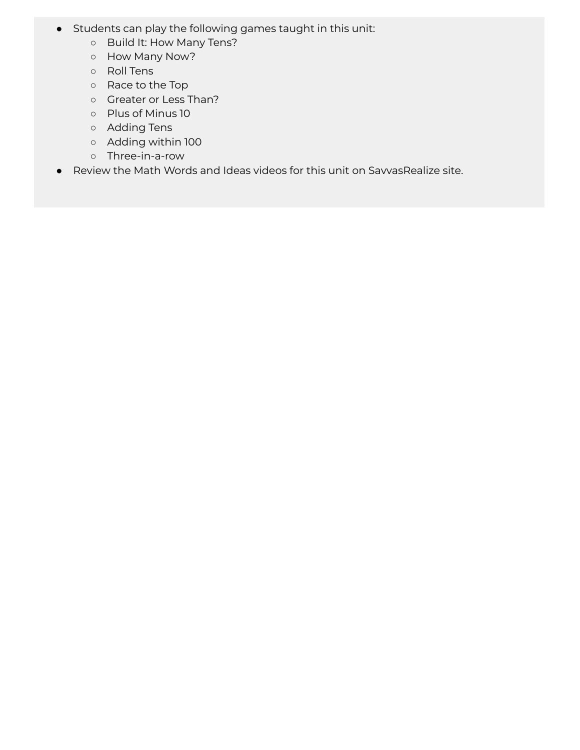- Students can play the following games taught in this unit:
  - Build It: How Many Tens?
  - How Many Now?
  - Roll Tens
  - Race to the Top
  - Greater or Less Than?
  - Plus of Minus 10
  - Adding Tens
  - Adding within 100
  - Three-in-a-row
- Review the Math Words and Ideas videos for this unit on SavvasRealize site.